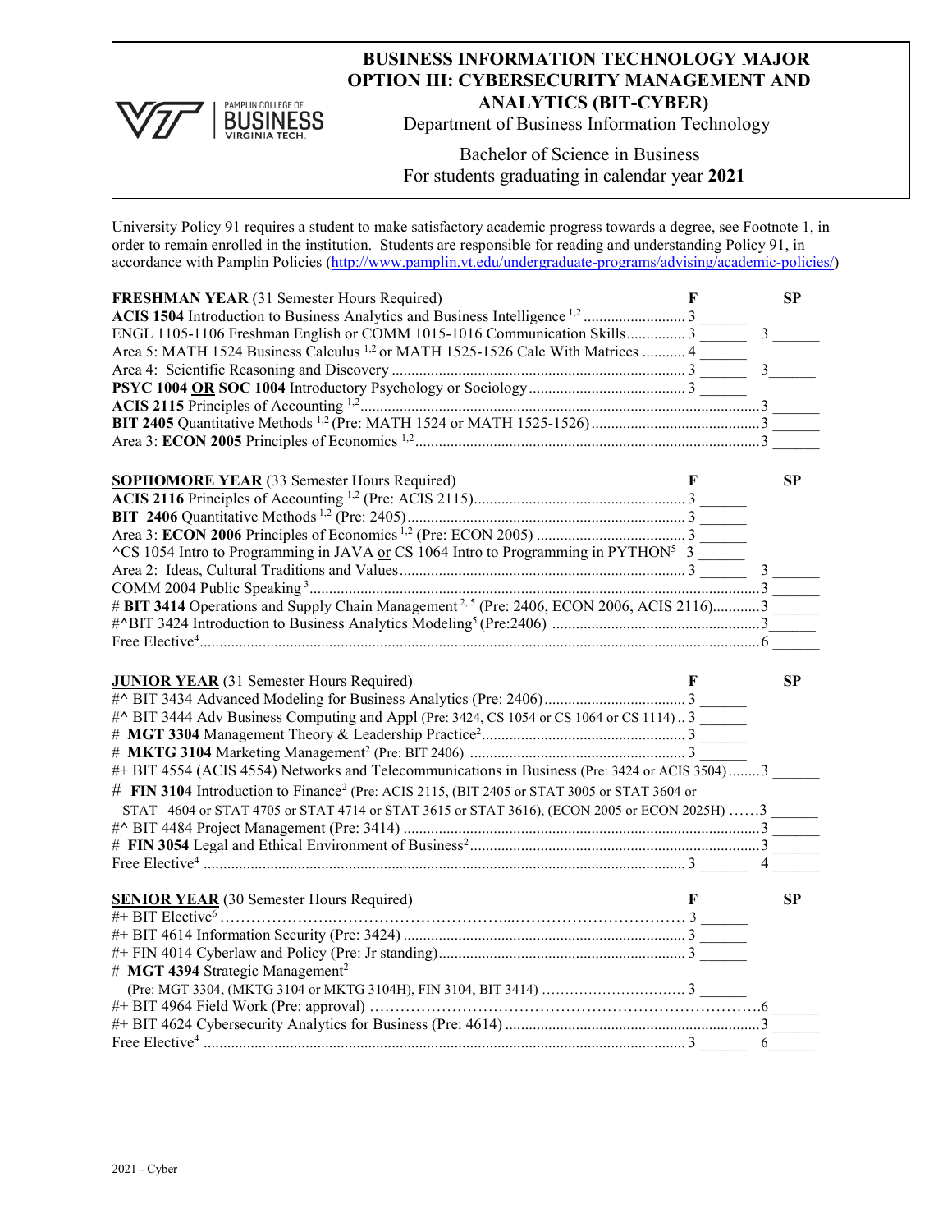# BUSINESS INFORMATION TECHNOLOGY MAJOR OPTION III: CYBERSECURITY MANAGEMENT AND ANALYTICS (BIT-CYBER)

Department of Business Information Technology

Bachelor of Science in Business
For students graduating in calendar year **2021**

University Policy 91 requires a student to make satisfactory academic progress towards a degree, see Footnote 1, in order to remain enrolled in the institution. Students are responsible for reading and understanding Policy 91, in accordance with Pamplin Policies (http://www.pamplin.vt.edu/undergraduate-programs/advising/academic-policies/)

| **FRESHMAN YEAR** (31 Semester Hours Required) | **F** | **SP** |
|---|---|---|
| **ACIS 1504** Introduction to Business Analytics and Business Intelligence [1,2] | 3 | |
| ENGL 1105-1106 Freshman English or COMM 1015-1016 Communication Skills | 3 | 3 |
| Area 5: MATH 1524 Business Calculus [1,2] or MATH 1525-1526 Calc With Matrices | 4 | |
| Area 4: Scientific Reasoning and Discovery | 3 | 3 |
| **PSYC 1004 OR SOC 1004** Introductory Psychology or Sociology | 3 | |
| **ACIS 2115** Principles of Accounting [1,2] | | 3 |
| **BIT 2405** Quantitative Methods [1,2] (Pre: MATH 1524 or MATH 1525-1526) | | 3 |
| Area 3: **ECON 2005** Principles of Economics [1,2] | | 3 |

| **SOPHOMORE YEAR** (33 Semester Hours Required) | **F** | **SP** |
|---|---|---|
| **ACIS 2116** Principles of Accounting [1,2] (Pre: ACIS 2115) | 3 | |
| **BIT 2406** Quantitative Methods [1,2] (Pre: 2405) | 3 | |
| Area 3: **ECON 2006** Principles of Economics [1,2] (Pre: ECON 2005) | 3 | |
| ^CS 1054 Intro to Programming in JAVA or CS 1064 Intro to Programming in PYTHON[5] | 3 | |
| Area 2: Ideas, Cultural Traditions and Values | 3 | 3 |
| COMM 2004 Public Speaking [3] | | 3 |
| # **BIT 3414** Operations and Supply Chain Management [2, 5] (Pre: 2406, ECON 2006, ACIS 2116) | | 3 |
| #^BIT 3424 Introduction to Business Analytics Modeling[5] (Pre:2406) | | 3 |
| Free Elective[4] | | 6 |

| **JUNIOR YEAR** (31 Semester Hours Required) | **F** | **SP** |
|---|---|---|
| #^ BIT 3434 Advanced Modeling for Business Analytics (Pre: 2406) | 3 | |
| #^ BIT 3444 Adv Business Computing and Appl (Pre: 3424, CS 1054 or CS 1064 or CS 1114) | 3 | |
| # **MGT 3304** Management Theory & Leadership Practice[2] | 3 | |
| # **MKTG 3104** Marketing Management[2] (Pre: BIT 2406) | 3 | |
| #+ BIT 4554 (ACIS 4554) Networks and Telecommunications in Business (Pre: 3424 or ACIS 3504) | | 3 |
| # **FIN 3104** Introduction to Finance[2] (Pre: ACIS 2115, (BIT 2405 or STAT 3005 or STAT 3604 or STAT 4604 or STAT 4705 or STAT 4714 or STAT 3615 or STAT 3616), (ECON 2005 or ECON 2025H) | | 3 |
| #^ BIT 4484 Project Management (Pre: 3414) | | 3 |
| # **FIN 3054** Legal and Ethical Environment of Business[2] | | 3 |
| Free Elective[4] | 3 | 4 |

| **SENIOR YEAR** (30 Semester Hours Required) | **F** | **SP** |
|---|---|---|
| #+ BIT Elective[6] | 3 | |
| #+ BIT 4614 Information Security (Pre: 3424) | 3 | |
| #+ FIN 4014 Cyberlaw and Policy (Pre: Jr standing) | 3 | |
| # **MGT 4394** Strategic Management[2] (Pre: MGT 3304, (MKTG 3104 or MKTG 3104H), FIN 3104, BIT 3414) | 3 | |
| #+ BIT 4964 Field Work (Pre: approval) | | 6 |
| #+ BIT 4624 Cybersecurity Analytics for Business (Pre: 4614) | | 3 |
| Free Elective[4] | 3 | 6 |

2021 - Cyber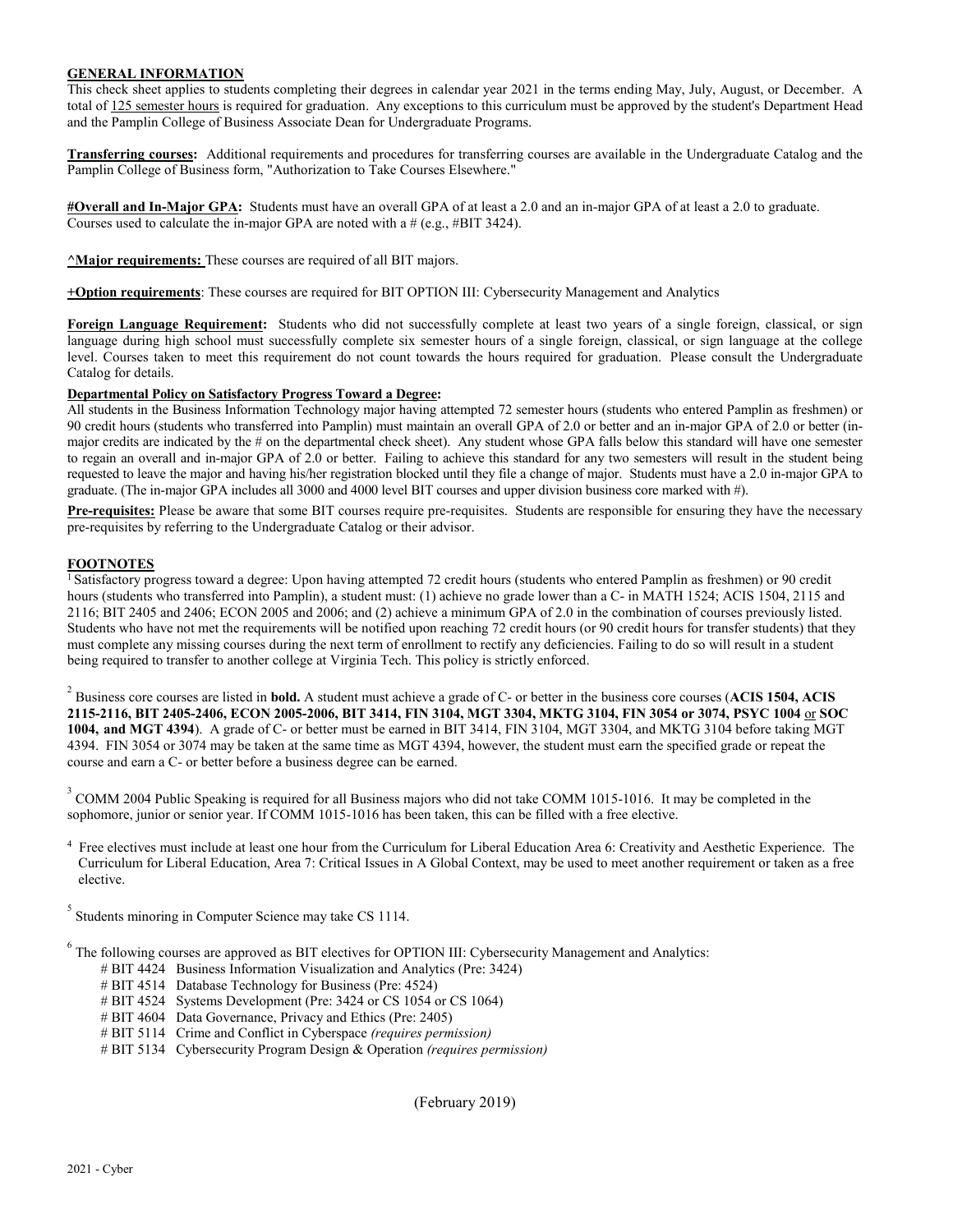## GENERAL INFORMATION

This check sheet applies to students completing their degrees in calendar year 2021 in the terms ending May, July, August, or December. A total of 125 semester hours is required for graduation. Any exceptions to this curriculum must be approved by the student's Department Head and the Pamplin College of Business Associate Dean for Undergraduate Programs.

**Transferring courses:** Additional requirements and procedures for transferring courses are available in the Undergraduate Catalog and the Pamplin College of Business form, "Authorization to Take Courses Elsewhere."

**#Overall and In-Major GPA:** Students must have an overall GPA of at least a 2.0 and an in-major GPA of at least a 2.0 to graduate. Courses used to calculate the in-major GPA are noted with a # (e.g., #BIT 3424).

**^Major requirements:** These courses are required of all BIT majors.

**+Option requirements**: These courses are required for BIT OPTION III: Cybersecurity Management and Analytics

**Foreign Language Requirement:** Students who did not successfully complete at least two years of a single foreign, classical, or sign language during high school must successfully complete six semester hours of a single foreign, classical, or sign language at the college level. Courses taken to meet this requirement do not count towards the hours required for graduation. Please consult the Undergraduate Catalog for details.

**Departmental Policy on Satisfactory Progress Toward a Degree:**
All students in the Business Information Technology major having attempted 72 semester hours (students who entered Pamplin as freshmen) or 90 credit hours (students who transferred into Pamplin) must maintain an overall GPA of 2.0 or better and an in-major GPA of 2.0 or better (in-major credits are indicated by the # on the departmental check sheet). Any student whose GPA falls below this standard will have one semester to regain an overall and in-major GPA of 2.0 or better. Failing to achieve this standard for any two semesters will result in the student being requested to leave the major and having his/her registration blocked until they file a change of major. Students must have a 2.0 in-major GPA to graduate. (The in-major GPA includes all 3000 and 4000 level BIT courses and upper division business core marked with #).

**Pre-requisites:** Please be aware that some BIT courses require pre-requisites. Students are responsible for ensuring they have the necessary pre-requisites by referring to the Undergraduate Catalog or their advisor.

## FOOTNOTES

[1] Satisfactory progress toward a degree: Upon having attempted 72 credit hours (students who entered Pamplin as freshmen) or 90 credit hours (students who transferred into Pamplin), a student must: (1) achieve no grade lower than a C- in MATH 1524; ACIS 1504, 2115 and 2116; BIT 2405 and 2406; ECON 2005 and 2006; and (2) achieve a minimum GPA of 2.0 in the combination of courses previously listed. Students who have not met the requirements will be notified upon reaching 72 credit hours (or 90 credit hours for transfer students) that they must complete any missing courses during the next term of enrollment to rectify any deficiencies. Failing to do so will result in a student being required to transfer to another college at Virginia Tech. This policy is strictly enforced.

[2] Business core courses are listed in **bold.** A student must achieve a grade of C- or better in the business core courses (**ACIS 1504, ACIS 2115-2116, BIT 2405-2406, ECON 2005-2006, BIT 3414, FIN 3104, MGT 3304, MKTG 3104, FIN 3054 or 3074, PSYC 1004** or **SOC 1004, and MGT 4394**). A grade of C- or better must be earned in BIT 3414, FIN 3104, MGT 3304, and MKTG 3104 before taking MGT 4394. FIN 3054 or 3074 may be taken at the same time as MGT 4394, however, the student must earn the specified grade or repeat the course and earn a C- or better before a business degree can be earned.

[3] COMM 2004 Public Speaking is required for all Business majors who did not take COMM 1015-1016. It may be completed in the sophomore, junior or senior year. If COMM 1015-1016 has been taken, this can be filled with a free elective.

[4] Free electives must include at least one hour from the Curriculum for Liberal Education Area 6: Creativity and Aesthetic Experience. The Curriculum for Liberal Education, Area 7: Critical Issues in A Global Context, may be used to meet another requirement or taken as a free elective.

[5] Students minoring in Computer Science may take CS 1114.

[6] The following courses are approved as BIT electives for OPTION III: Cybersecurity Management and Analytics:

- # BIT 4424 Business Information Visualization and Analytics (Pre: 3424)
- # BIT 4514 Database Technology for Business (Pre: 4524)
- # BIT 4524 Systems Development (Pre: 3424 or CS 1054 or CS 1064)
- # BIT 4604 Data Governance, Privacy and Ethics (Pre: 2405)
- # BIT 5114 Crime and Conflict in Cyberspace *(requires permission)*
- # BIT 5134 Cybersecurity Program Design & Operation *(requires permission)*

(February 2019)

2021 - Cyber